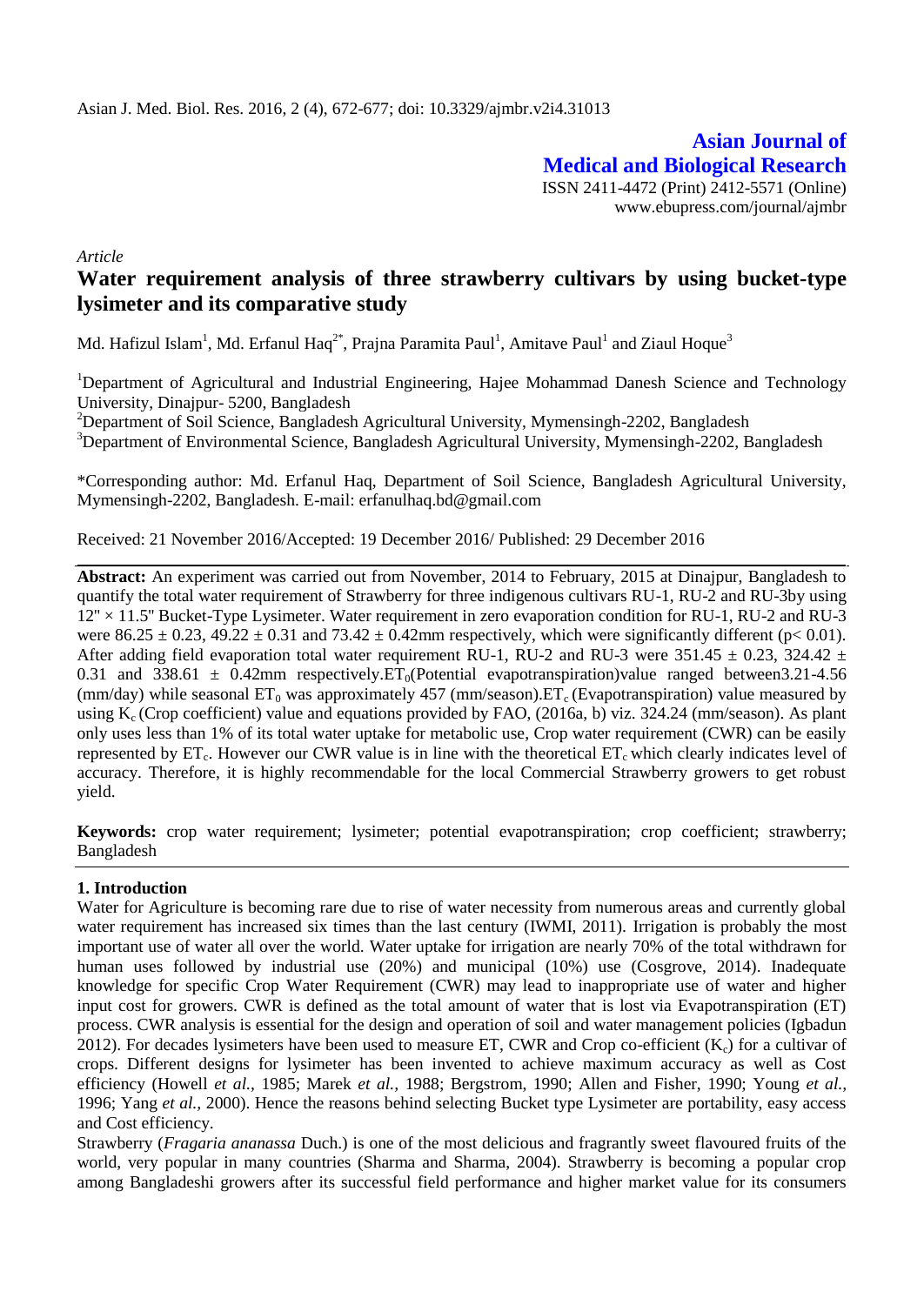## Asian Journal of Medical and Biological Research

ISSN 2411-4472 (Print) 2412-5571 (Online)
www.ebupress.com/journal/ajmbr

*Article*

# Water requirement analysis of three strawberry cultivars by using bucket-type lysimeter and its comparative study

Md. Hafizul Islam[1], Md. Erfanul Haq[2*], Prajna Paramita Paul[1], Amitave Paul[1] and Ziaul Hoque[3]

[1]Department of Agricultural and Industrial Engineering, Hajee Mohammad Danesh Science and Technology University, Dinajpur- 5200, Bangladesh

[2]Department of Soil Science, Bangladesh Agricultural University, Mymensingh-2202, Bangladesh

[3]Department of Environmental Science, Bangladesh Agricultural University, Mymensingh-2202, Bangladesh

*Corresponding author: Md. Erfanul Haq, Department of Soil Science, Bangladesh Agricultural University, Mymensingh-2202, Bangladesh. E-mail: erfanulhaq.bd@gmail.com

Received: 21 November 2016/Accepted: 19 December 2016/ Published: 29 December 2016

**Abstract:** An experiment was carried out from November, 2014 to February, 2015 at Dinajpur, Bangladesh to quantify the total water requirement of Strawberry for three indigenous cultivars RU-1, RU-2 and RU-3by using 12" × 11.5" Bucket-Type Lysimeter. Water requirement in zero evaporation condition for RU-1, RU-2 and RU-3 were 86.25 ± 0.23, 49.22 ± 0.31 and 73.42 ± 0.42mm respectively, which were significantly different ($p< 0.01$). After adding field evaporation total water requirement RU-1, RU-2 and RU-3 were 351.45 ± 0.23, 324.42 ± 0.31 and 338.61 ± 0.42mm respectively.$ET_0$(Potential evapotranspiration)value ranged between3.21-4.56 (mm/day) while seasonal $ET_0$ was approximately 457 (mm/season).$ET_c$ (Evapotranspiration) value measured by using $K_c$ (Crop coefficient) value and equations provided by FAO, (2016a, b) viz. 324.24 (mm/season). As plant only uses less than 1% of its total water uptake for metabolic use, Crop water requirement (CWR) can be easily represented by $ET_c$. However our CWR value is in line with the theoretical $ET_c$ which clearly indicates level of accuracy. Therefore, it is highly recommendable for the local Commercial Strawberry growers to get robust yield.

**Keywords:** crop water requirement; lysimeter; potential evapotranspiration; crop coefficient; strawberry; Bangladesh

## 1. Introduction

Water for Agriculture is becoming rare due to rise of water necessity from numerous areas and currently global water requirement has increased six times than the last century (IWMI, 2011). Irrigation is probably the most important use of water all over the world. Water uptake for irrigation are nearly 70% of the total withdrawn for human uses followed by industrial use (20%) and municipal (10%) use (Cosgrove, 2014). Inadequate knowledge for specific Crop Water Requirement (CWR) may lead to inappropriate use of water and higher input cost for growers. CWR is defined as the total amount of water that is lost via Evapotranspiration (ET) process. CWR analysis is essential for the design and operation of soil and water management policies (Igbadun 2012). For decades lysimeters have been used to measure ET, CWR and Crop co-efficient ($K_c$) for a cultivar of crops. Different designs for lysimeter has been invented to achieve maximum accuracy as well as Cost efficiency (Howell *et al.,* 1985; Marek *et al.,* 1988; Bergstrom, 1990; Allen and Fisher, 1990; Young *et al.,* 1996; Yang *et al.,* 2000). Hence the reasons behind selecting Bucket type Lysimeter are portability, easy access and Cost efficiency.

Strawberry (*Fragaria ananassa* Duch.) is one of the most delicious and fragrantly sweet flavoured fruits of the world, very popular in many countries (Sharma and Sharma, 2004). Strawberry is becoming a popular crop among Bangladeshi growers after its successful field performance and higher market value for its consumers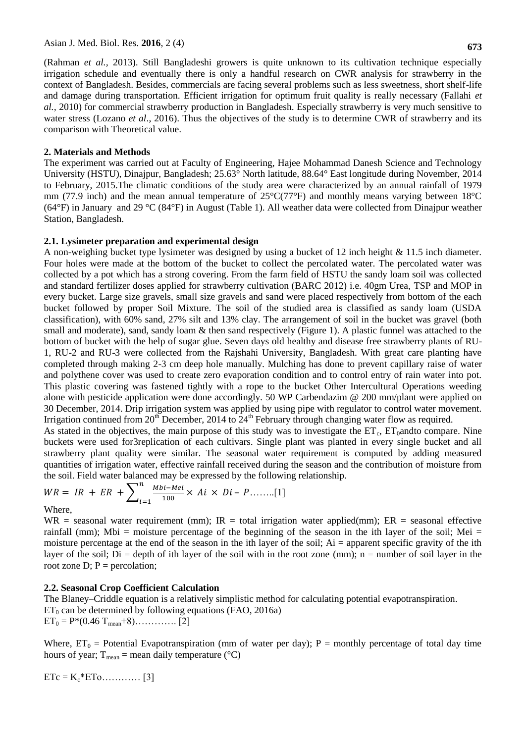(Rahman *et al.,* 2013). Still Bangladeshi growers is quite unknown to its cultivation technique especially irrigation schedule and eventually there is only a handful research on CWR analysis for strawberry in the context of Bangladesh. Besides, commercials are facing several problems such as less sweetness, short shelf-life and damage during transportation. Efficient irrigation for optimum fruit quality is really necessary (Fallahi *et al.,* 2010) for commercial strawberry production in Bangladesh. Especially strawberry is very much sensitive to water stress (Lozano *et al*., 2016). Thus the objectives of the study is to determine CWR of strawberry and its comparison with Theoretical value.

## 2. Materials and Methods

The experiment was carried out at Faculty of Engineering, Hajee Mohammad Danesh Science and Technology University (HSTU), Dinajpur, Bangladesh; 25.63° North latitude, 88.64° East longitude during November, 2014 to February, 2015.The climatic conditions of the study area were characterized by an annual rainfall of 1979 mm (77.9 inch) and the mean annual temperature of 25°C(77°F) and monthly means varying between 18°C (64°F) in January and 29 °C (84°F) in August (Table 1). All weather data were collected from Dinajpur weather Station, Bangladesh.

### 2.1. Lysimeter preparation and experimental design

A non-weighing bucket type lysimeter was designed by using a bucket of 12 inch height & 11.5 inch diameter. Four holes were made at the bottom of the bucket to collect the percolated water. The percolated water was collected by a pot which has a strong covering. From the farm field of HSTU the sandy loam soil was collected and standard fertilizer doses applied for strawberry cultivation (BARC 2012) i.e. 40gm Urea, TSP and MOP in every bucket. Large size gravels, small size gravels and sand were placed respectively from bottom of the each bucket followed by proper Soil Mixture. The soil of the studied area is classified as sandy loam (USDA classification), with 60% sand, 27% silt and 13% clay. The arrangement of soil in the bucket was gravel (both small and moderate), sand, sandy loam & then sand respectively (Figure 1). A plastic funnel was attached to the bottom of bucket with the help of sugar glue. Seven days old healthy and disease free strawberry plants of RU-1, RU-2 and RU-3 were collected from the Rajshahi University, Bangladesh. With great care planting have completed through making 2-3 cm deep hole manually. Mulching has done to prevent capillary raise of water and polythene cover was used to create zero evaporation condition and to control entry of rain water into pot. This plastic covering was fastened tightly with a rope to the bucket Other Intercultural Operations weeding alone with pesticide application were done accordingly. 50 WP Carbendazim @ 200 mm/plant were applied on 30 December, 2014. Drip irrigation system was applied by using pipe with regulator to control water movement. Irrigation continued from 20th December, 2014 to 24th February through changing water flow as required.

As stated in the objectives, the main purpose of this study was to investigate the $ET_c$, $ET_0$andto compare. Nine buckets were used for3replication of each cultivars. Single plant was planted in every single bucket and all strawberry plant quality were similar. The seasonal water requirement is computed by adding measured quantities of irrigation water, effective rainfall received during the season and the contribution of moisture from the soil. Field water balanced may be expressed by the following relationship.

$$WR = IR + ER + \sum_{i=1}^{n} \frac{Mbi - Mei}{100} \times Ai \times Di - P \text{……..[1]}$$

Where,

WR = seasonal water requirement (mm); IR = total irrigation water applied(mm); ER = seasonal effective rainfall (mm); Mbi = moisture percentage of the beginning of the season in the ith layer of the soil; Mei = moisture percentage at the end of the season in the ith layer of the soil; Ai = apparent specific gravity of the ith layer of the soil; Di = depth of ith layer of the soil with in the root zone (mm); n = number of soil layer in the root zone D; P = percolation;

### 2.2. Seasonal Crop Coefficient Calculation

The Blaney–Criddle equation is a relatively simplistic method for calculating potential evapotranspiration.

$ET_0$ can be determined by following equations (FAO, 2016a)

$ET_0 = P*(0.46\ T_{mean}+8)$…………. [2]

Where, $ET_0$ = Potential Evapotranspiration (mm of water per day); P = monthly percentage of total day time hours of year; $T_{mean}$ = mean daily temperature (°C)

$ETc = K_c*ETo$………… [3]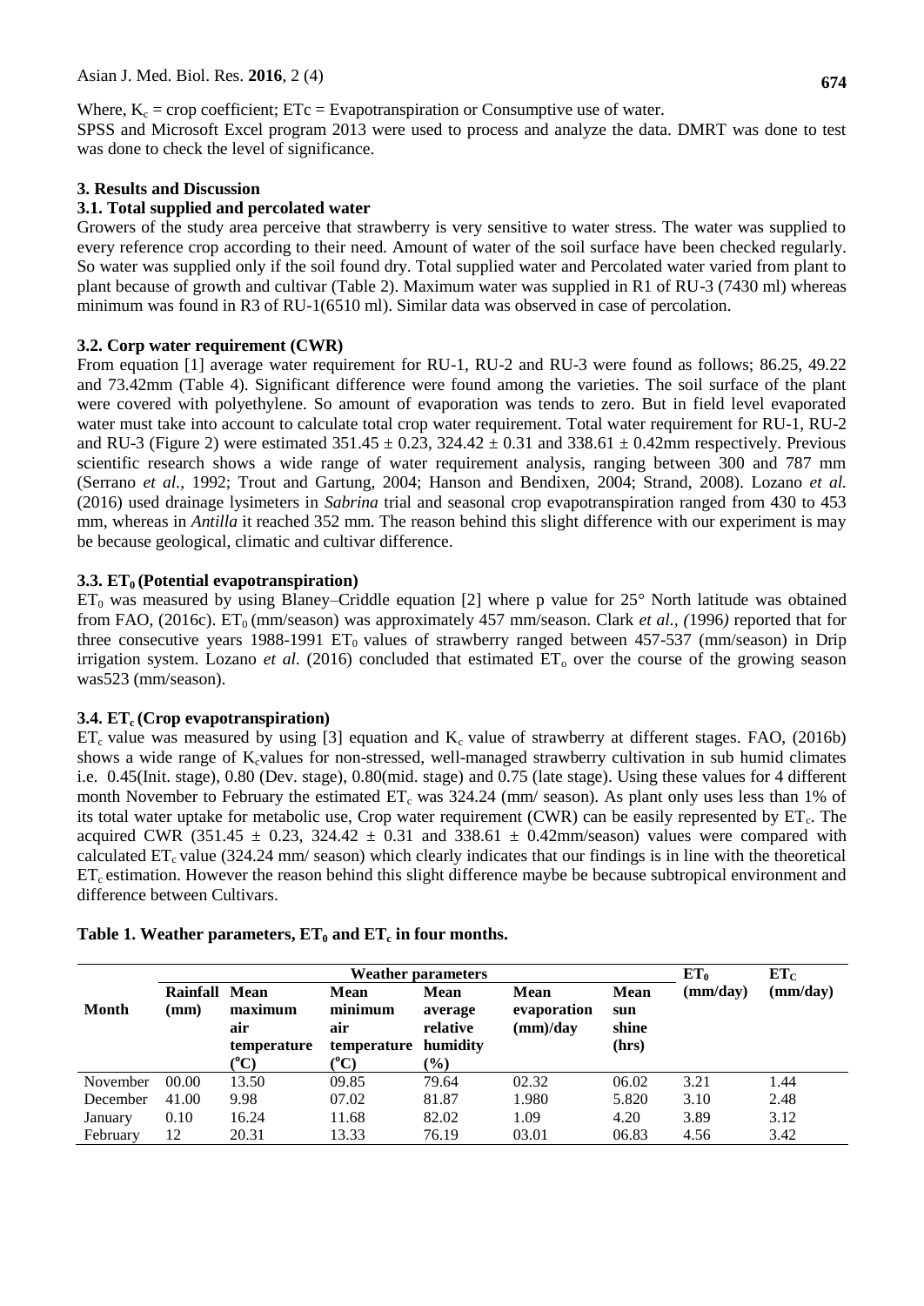Where, $K_c$ = crop coefficient; ETc = Evapotranspiration or Consumptive use of water.

SPSS and Microsoft Excel program 2013 were used to process and analyze the data. DMRT was done to test was done to check the level of significance.

## 3. Results and Discussion

### 3.1. Total supplied and percolated water

Growers of the study area perceive that strawberry is very sensitive to water stress. The water was supplied to every reference crop according to their need. Amount of water of the soil surface have been checked regularly. So water was supplied only if the soil found dry. Total supplied water and Percolated water varied from plant to plant because of growth and cultivar (Table 2). Maximum water was supplied in R1 of RU-3 (7430 ml) whereas minimum was found in R3 of RU-1(6510 ml). Similar data was observed in case of percolation.

### 3.2. Corp water requirement (CWR)

From equation [1] average water requirement for RU-1, RU-2 and RU-3 were found as follows; 86.25, 49.22 and 73.42mm (Table 4). Significant difference were found among the varieties. The soil surface of the plant were covered with polyethylene. So amount of evaporation was tends to zero. But in field level evaporated water must take into account to calculate total crop water requirement. Total water requirement for RU-1, RU-2 and RU-3 (Figure 2) were estimated $351.45 \pm 0.23$, $324.42 \pm 0.31$ and $338.61 \pm 0.42$mm respectively. Previous scientific research shows a wide range of water requirement analysis, ranging between 300 and 787 mm (Serrano *et al.*, 1992; Trout and Gartung, 2004; Hanson and Bendixen, 2004; Strand, 2008). Lozano *et al.* (2016) used drainage lysimeters in *Sabrina* trial and seasonal crop evapotranspiration ranged from 430 to 453 mm, whereas in *Antilla* it reached 352 mm. The reason behind this slight difference with our experiment is may be because geological, climatic and cultivar difference.

### 3.3. $ET_0$ (Potential evapotranspiration)

$ET_0$ was measured by using Blaney–Criddle equation [2] where p value for 25° North latitude was obtained from FAO, (2016c). $ET_0$ (mm/season) was approximately 457 mm/season. Clark *et al., (*1996*)* reported that for three consecutive years 1988-1991 $ET_0$ values of strawberry ranged between 457-537 (mm/season) in Drip irrigation system. Lozano *et al.* (2016) concluded that estimated $ET_o$ over the course of the growing season was523 (mm/season).

### 3.4. $ET_c$ (Crop evapotranspiration)

$ET_c$ value was measured by using [3] equation and $K_c$ value of strawberry at different stages. FAO, (2016b) shows a wide range of $K_c$values for non-stressed, well-managed strawberry cultivation in sub humid climates i.e. 0.45(Init. stage), 0.80 (Dev. stage), 0.80(mid. stage) and 0.75 (late stage). Using these values for 4 different month November to February the estimated $ET_c$ was 324.24 (mm/ season). As plant only uses less than 1% of its total water uptake for metabolic use, Crop water requirement (CWR) can be easily represented by $ET_c$. The acquired CWR ($351.45 \pm 0.23$, $324.42 \pm 0.31$ and $338.61 \pm 0.42$mm/season) values were compared with calculated $ET_c$ value (324.24 mm/ season) which clearly indicates that our findings is in line with the theoretical $ET_c$ estimation. However the reason behind this slight difference maybe be because subtropical environment and difference between Cultivars.

**Table 1. Weather parameters, $ET_0$ and $ET_c$ in four months.**

| Month | Weather parameters | | | | | | $ET_0$ (mm/day) | $ET_C$ (mm/day) |
|---|---|---|---|---|---|---|---|---|
| | Rainfall (mm) | Mean maximum air temperature (°C) | Mean minimum air temperature (°C) | Mean average relative humidity (%) | Mean evaporation (mm)/day | Mean sun shine (hrs) | | |
| November | 00.00 | 13.50 | 09.85 | 79.64 | 02.32 | 06.02 | 3.21 | 1.44 |
| December | 41.00 | 9.98 | 07.02 | 81.87 | 1.980 | 5.820 | 3.10 | 2.48 |
| January | 0.10 | 16.24 | 11.68 | 82.02 | 1.09 | 4.20 | 3.89 | 3.12 |
| February | 12 | 20.31 | 13.33 | 76.19 | 03.01 | 06.83 | 4.56 | 3.42 |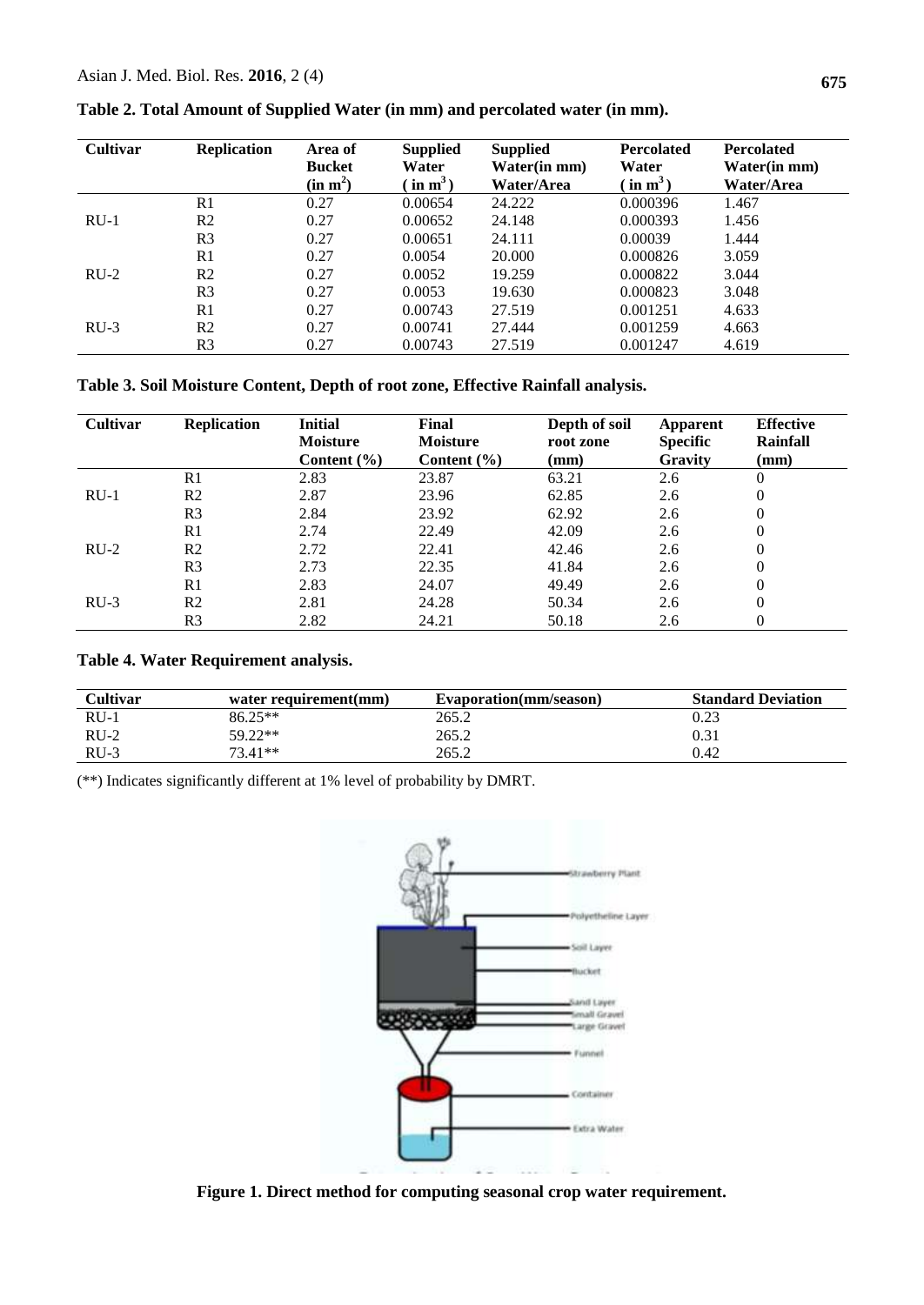**Table 2. Total Amount of Supplied Water (in mm) and percolated water (in mm).**

| Cultivar | Replication | Area of Bucket (in $m^2$) | Supplied Water ( in $m^3$ ) | Supplied Water(in mm) Water/Area | Percolated Water ( in $m^3$ ) | Percolated Water(in mm) Water/Area |
|---|---|---|---|---|---|---|
| | R1 | 0.27 | 0.00654 | 24.222 | 0.000396 | 1.467 |
| RU-1 | R2 | 0.27 | 0.00652 | 24.148 | 0.000393 | 1.456 |
| | R3 | 0.27 | 0.00651 | 24.111 | 0.00039 | 1.444 |
| | R1 | 0.27 | 0.0054 | 20.000 | 0.000826 | 3.059 |
| RU-2 | R2 | 0.27 | 0.0052 | 19.259 | 0.000822 | 3.044 |
| | R3 | 0.27 | 0.0053 | 19.630 | 0.000823 | 3.048 |
| | R1 | 0.27 | 0.00743 | 27.519 | 0.001251 | 4.633 |
| RU-3 | R2 | 0.27 | 0.00741 | 27.444 | 0.001259 | 4.663 |
| | R3 | 0.27 | 0.00743 | 27.519 | 0.001247 | 4.619 |

**Table 3. Soil Moisture Content, Depth of root zone, Effective Rainfall analysis.**

| Cultivar | Replication | Initial Moisture Content (%) | Final Moisture Content (%) | Depth of soil root zone (mm) | Apparent Specific Gravity | Effective Rainfall (mm) |
|---|---|---|---|---|---|---|
| | R1 | 2.83 | 23.87 | 63.21 | 2.6 | 0 |
| RU-1 | R2 | 2.87 | 23.96 | 62.85 | 2.6 | 0 |
| | R3 | 2.84 | 23.92 | 62.92 | 2.6 | 0 |
| | R1 | 2.74 | 22.49 | 42.09 | 2.6 | 0 |
| RU-2 | R2 | 2.72 | 22.41 | 42.46 | 2.6 | 0 |
| | R3 | 2.73 | 22.35 | 41.84 | 2.6 | 0 |
| | R1 | 2.83 | 24.07 | 49.49 | 2.6 | 0 |
| RU-3 | R2 | 2.81 | 24.28 | 50.34 | 2.6 | 0 |
| | R3 | 2.82 | 24.21 | 50.18 | 2.6 | 0 |

**Table 4. Water Requirement analysis.**

| Cultivar | water requirement(mm) | Evaporation(mm/season) | Standard Deviation |
|---|---|---|---|
| RU-1 | 86.25** | 265.2 | 0.23 |
| RU-2 | 59.22** | 265.2 | 0.31 |
| RU-3 | 73.41** | 265.2 | 0.42 |

(**) Indicates significantly different at 1% level of probability by DMRT.

**Figure 1. Direct method for computing seasonal crop water requirement.**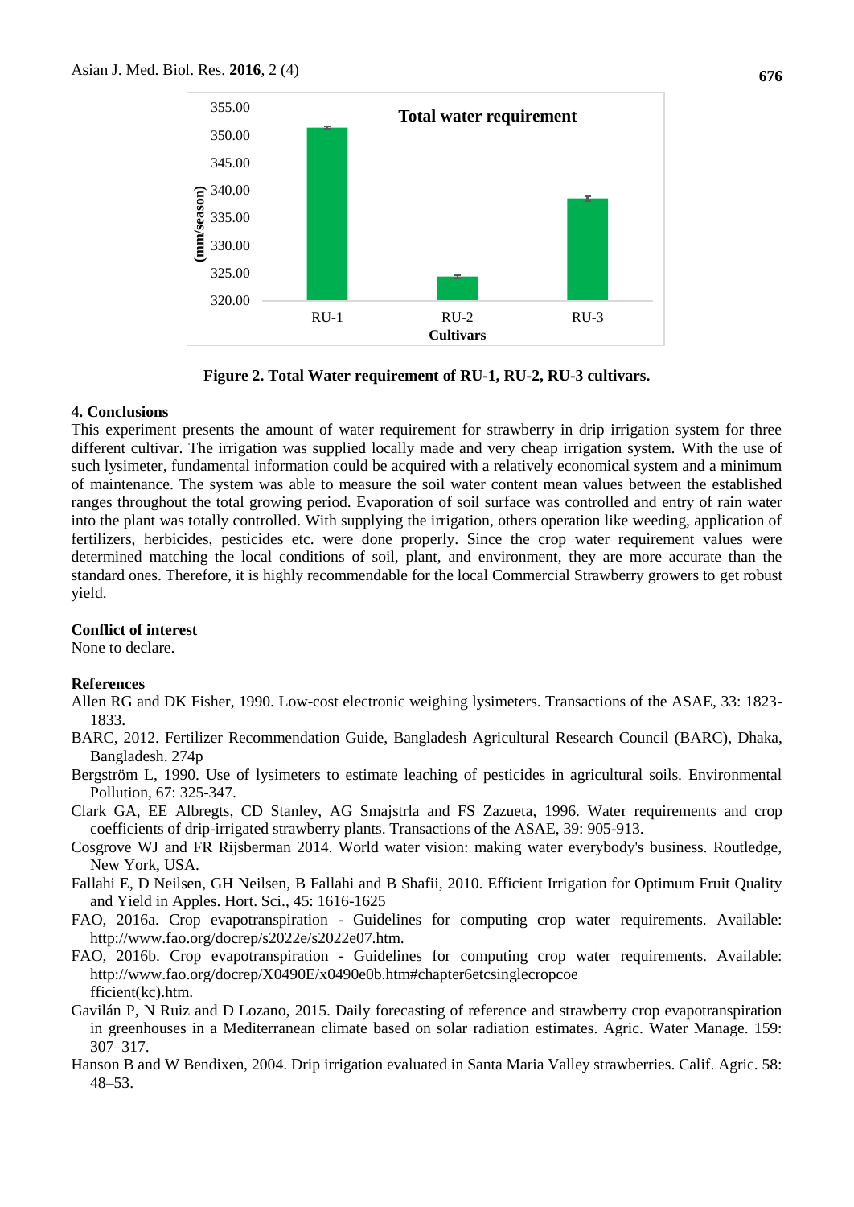Figure 2. Total Water requirement of RU-1, RU-2, RU-3 cultivars.

## 4. Conclusions

This experiment presents the amount of water requirement for strawberry in drip irrigation system for three different cultivar. The irrigation was supplied locally made and very cheap irrigation system. With the use of such lysimeter, fundamental information could be acquired with a relatively economical system and a minimum of maintenance. The system was able to measure the soil water content mean values between the established ranges throughout the total growing period. Evaporation of soil surface was controlled and entry of rain water into the plant was totally controlled. With supplying the irrigation, others operation like weeding, application of fertilizers, herbicides, pesticides etc. were done properly. Since the crop water requirement values were determined matching the local conditions of soil, plant, and environment, they are more accurate than the standard ones. Therefore, it is highly recommendable for the local Commercial Strawberry growers to get robust yield.

## Conflict of interest

None to declare.

## References

Allen RG and DK Fisher, 1990. Low-cost electronic weighing lysimeters. Transactions of the ASAE, 33: 1823-1833.

BARC, 2012. Fertilizer Recommendation Guide, Bangladesh Agricultural Research Council (BARC), Dhaka, Bangladesh. 274p

Bergström L, 1990. Use of lysimeters to estimate leaching of pesticides in agricultural soils. Environmental Pollution, 67: 325-347.

Clark GA, EE Albregts, CD Stanley, AG Smajstrla and FS Zazueta, 1996. Water requirements and crop coefficients of drip-irrigated strawberry plants. Transactions of the ASAE, 39: 905-913.

Cosgrove WJ and FR Rijsberman 2014. World water vision: making water everybody's business. Routledge, New York, USA.

Fallahi E, D Neilsen, GH Neilsen, B Fallahi and B Shafii, 2010. Efficient Irrigation for Optimum Fruit Quality and Yield in Apples. Hort. Sci., 45: 1616-1625

FAO, 2016a. Crop evapotranspiration - Guidelines for computing crop water requirements. Available: http://www.fao.org/docrep/s2022e/s2022e07.htm.

FAO, 2016b. Crop evapotranspiration - Guidelines for computing crop water requirements. Available: http://www.fao.org/docrep/X0490E/x0490e0b.htm#chapter6etcsinglecropcoefficient(kc).htm.

Gavilán P, N Ruiz and D Lozano, 2015. Daily forecasting of reference and strawberry crop evapotranspiration in greenhouses in a Mediterranean climate based on solar radiation estimates. Agric. Water Manage. 159: 307–317.

Hanson B and W Bendixen, 2004. Drip irrigation evaluated in Santa Maria Valley strawberries. Calif. Agric. 58: 48–53.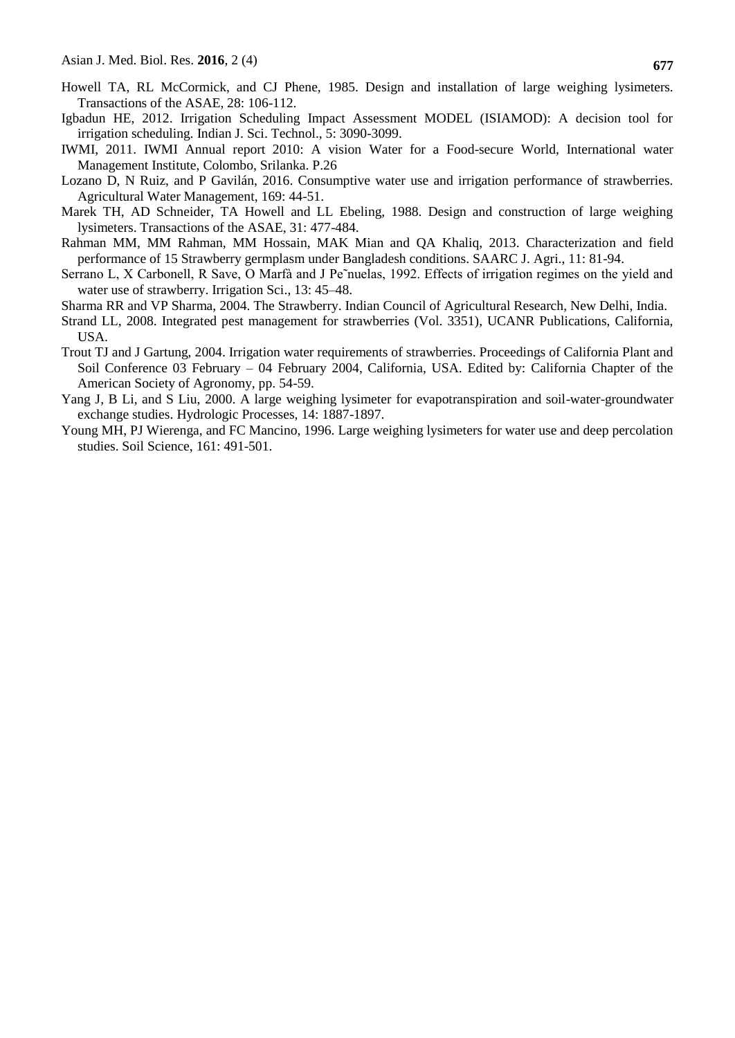Howell TA, RL McCormick, and CJ Phene, 1985. Design and installation of large weighing lysimeters. Transactions of the ASAE, 28: 106-112.

Igbadun HE, 2012. Irrigation Scheduling Impact Assessment MODEL (ISIAMOD): A decision tool for irrigation scheduling. Indian J. Sci. Technol., 5: 3090-3099.

IWMI, 2011. IWMI Annual report 2010: A vision Water for a Food-secure World, International water Management Institute, Colombo, Srilanka. P.26

Lozano D, N Ruiz, and P Gavilán, 2016. Consumptive water use and irrigation performance of strawberries. Agricultural Water Management, 169: 44-51.

Marek TH, AD Schneider, TA Howell and LL Ebeling, 1988. Design and construction of large weighing lysimeters. Transactions of the ASAE, 31: 477-484.

Rahman MM, MM Rahman, MM Hossain, MAK Mian and QA Khaliq, 2013. Characterization and field performance of 15 Strawberry germplasm under Bangladesh conditions. SAARC J. Agri., 11: 81-94.

Serrano L, X Carbonell, R Save, O Marfà and J Pe˜nuelas, 1992. Effects of irrigation regimes on the yield and water use of strawberry. Irrigation Sci., 13: 45–48.

Sharma RR and VP Sharma, 2004. The Strawberry. Indian Council of Agricultural Research, New Delhi, India.

Strand LL, 2008. Integrated pest management for strawberries (Vol. 3351), UCANR Publications, California, USA.

Trout TJ and J Gartung, 2004. Irrigation water requirements of strawberries. Proceedings of California Plant and Soil Conference 03 February – 04 February 2004, California, USA. Edited by: California Chapter of the American Society of Agronomy, pp. 54-59.

Yang J, B Li, and S Liu, 2000. A large weighing lysimeter for evapotranspiration and soil-water-groundwater exchange studies. Hydrologic Processes, 14: 1887-1897.

Young MH, PJ Wierenga, and FC Mancino, 1996. Large weighing lysimeters for water use and deep percolation studies. Soil Science, 161: 491-501.